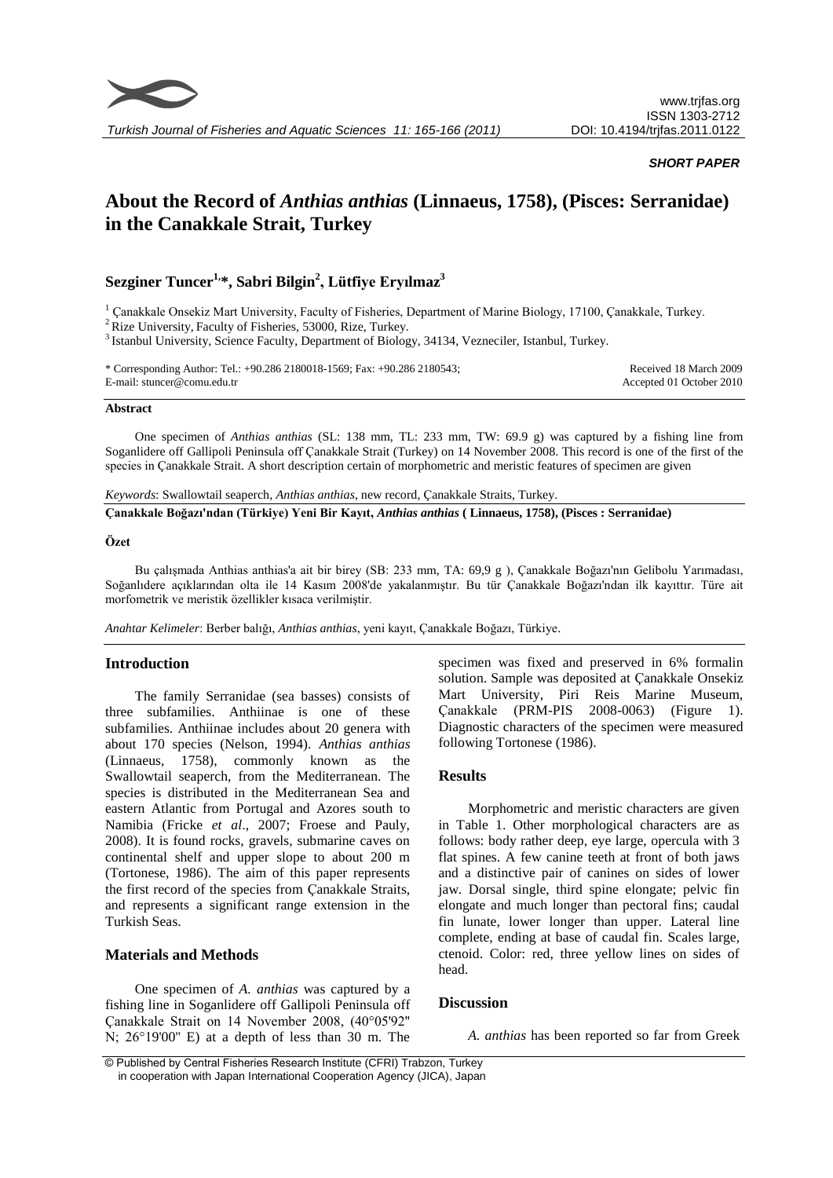*SHORT PAPER*

# About the Record of *Anthias anthias* (Linnaeus, 1758), (Pisces: Serranidae) in the Canakkale Strait, Turkey

## Sezginer Tuncer[1,*], Sabri Bilgin[2], Lütfiye Eryılmaz[3]

[1] Çanakkale Onsekiz Mart University, Faculty of Fisheries, Department of Marine Biology, 17100, Çanakkale, Turkey.
[2] Rize University, Faculty of Fisheries, 53000, Rize, Turkey.
[3] Istanbul University, Science Faculty, Department of Biology, 34134, Vezneciler, Istanbul, Turkey.

\* Corresponding Author: Tel.: +90.286 2180018-1569; Fax: +90.286 2180543;
E-mail: stuncer@comu.edu.tr

Received 18 March 2009
Accepted 01 October 2010

### Abstract

One specimen of *Anthias anthias* (SL: 138 mm, TL: 233 mm, TW: 69.9 g) was captured by a fishing line from Soganlidere off Gallipoli Peninsula off Çanakkale Strait (Turkey) on 14 November 2008. This record is one of the first of the species in Çanakkale Strait. A short description certain of morphometric and meristic features of specimen are given

*Keywords*: Swallowtail seaperch, *Anthias anthias*, new record, Çanakkale Straits, Turkey.

**Çanakkale Boğazı'ndan (Türkiye) Yeni Bir Kayıt, *Anthias anthias* ( Linnaeus, 1758), (Pisces : Serranidae)**

### Özet

Bu çalışmada Anthias anthias'a ait bir birey (SB: 233 mm, TA: 69,9 g ), Çanakkale Boğazı'nın Gelibolu Yarımadası, Soğanlıdere açıklarından olta ile 14 Kasım 2008'de yakalanmıştır. Bu tür Çanakkale Boğazı'ndan ilk kayıttır. Türe ait morfometrik ve meristik özellikler kısaca verilmiştir.

*Anahtar Kelimeler*: Berber balığı, *Anthias anthias*, yeni kayıt, Çanakkale Boğazı, Türkiye.

## Introduction

The family Serranidae (sea basses) consists of three subfamilies. Anthiinae is one of these subfamilies. Anthiinae includes about 20 genera with about 170 species (Nelson, 1994). *Anthias anthias* (Linnaeus, 1758), commonly known as the Swallowtail seaperch, from the Mediterranean. The species is distributed in the Mediterranean Sea and eastern Atlantic from Portugal and Azores south to Namibia (Fricke *et al*., 2007; Froese and Pauly, 2008). It is found rocks, gravels, submarine caves on continental shelf and upper slope to about 200 m (Tortonese, 1986). The aim of this paper represents the first record of the species from Çanakkale Straits, and represents a significant range extension in the Turkish Seas.

## Materials and Methods

One specimen of *A. anthias* was captured by a fishing line in Soganlidere off Gallipoli Peninsula off Çanakkale Strait on 14 November 2008, (40°05'92" N; 26°19'00" E) at a depth of less than 30 m. The specimen was fixed and preserved in 6% formalin solution. Sample was deposited at Çanakkale Onsekiz Mart University, Piri Reis Marine Museum, Çanakkale (PRM-PIS 2008-0063) (Figure 1). Diagnostic characters of the specimen were measured following Tortonese (1986).

## Results

Morphometric and meristic characters are given in Table 1. Other morphological characters are as follows: body rather deep, eye large, opercula with 3 flat spines. A few canine teeth at front of both jaws and a distinctive pair of canines on sides of lower jaw. Dorsal single, third spine elongate; pelvic fin elongate and much longer than pectoral fins; caudal fin lunate, lower longer than upper. Lateral line complete, ending at base of caudal fin. Scales large, ctenoid. Color: red, three yellow lines on sides of head.

## Discussion

*A. anthias* has been reported so far from Greek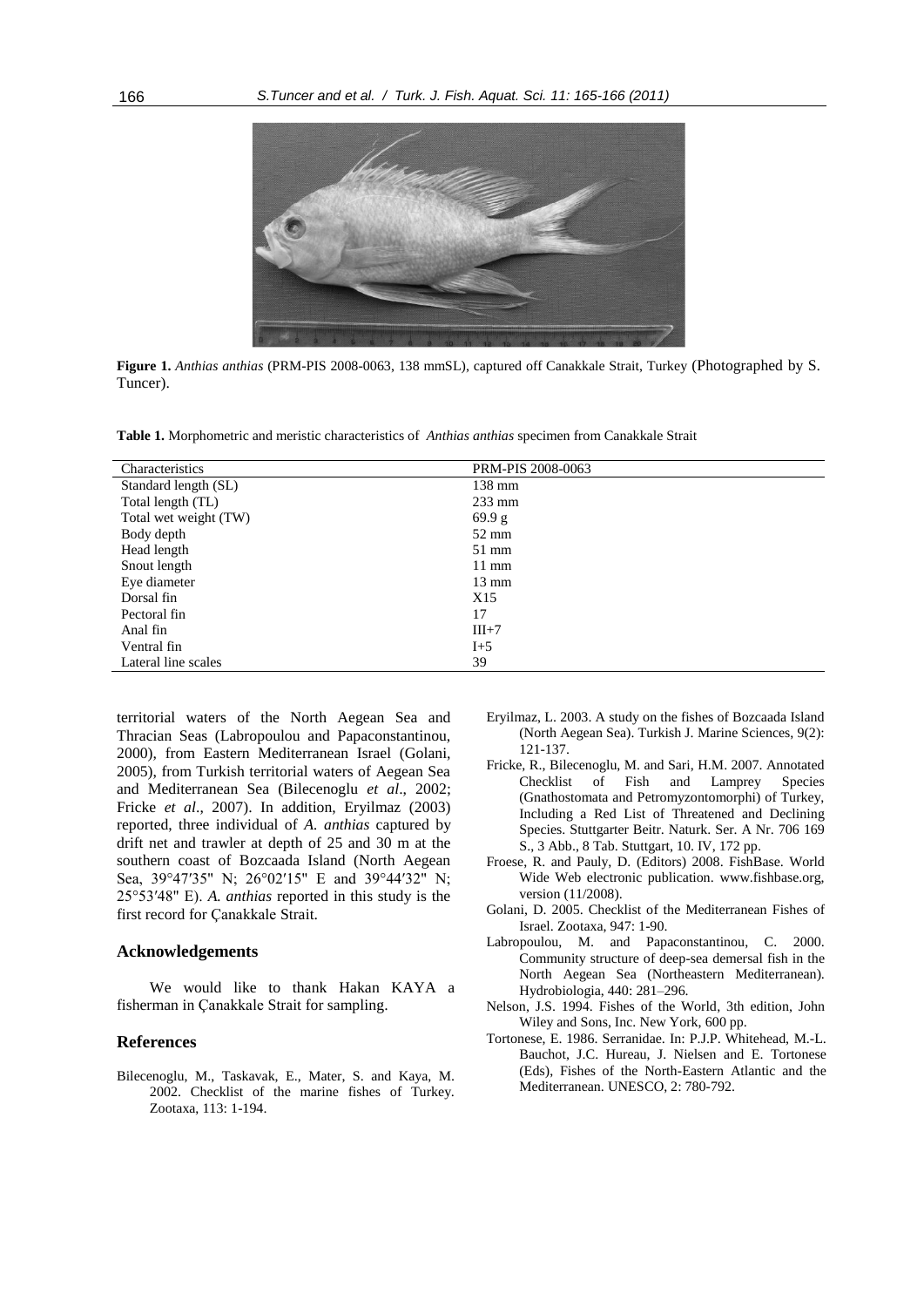**Figure 1.** *Anthias anthias* (PRM-PIS 2008-0063, 138 mmSL), captured off Canakkale Strait, Turkey (Photographed by S. Tuncer).

**Table 1.** Morphometric and meristic characteristics of *Anthias anthias* specimen from Canakkale Strait

| Characteristics | PRM-PIS 2008-0063 |
|---|---|
| Standard length (SL) | 138 mm |
| Total length (TL) | 233 mm |
| Total wet weight (TW) | 69.9 g |
| Body depth | 52 mm |
| Head length | 51 mm |
| Snout length | 11 mm |
| Eye diameter | 13 mm |
| Dorsal fin | X15 |
| Pectoral fin | 17 |
| Anal fin | III+7 |
| Ventral fin | I+5 |
| Lateral line scales | 39 |

territorial waters of the North Aegean Sea and Thracian Seas (Labropoulou and Papaconstantinou, 2000), from Eastern Mediterranean Israel (Golani, 2005), from Turkish territorial waters of Aegean Sea and Mediterranean Sea (Bilecenoglu *et al*., 2002; Fricke *et al*., 2007). In addition, Eryilmaz (2003) reported, three individual of *A. anthias* captured by drift net and trawler at depth of 25 and 30 m at the southern coast of Bozcaada Island (North Aegean Sea, 39°47′35" N; 26°02′15" E and 39°44′32" N; 25°53′48" E). *A. anthias* reported in this study is the first record for Çanakkale Strait.

## Acknowledgements

We would like to thank Hakan KAYA a fisherman in Çanakkale Strait for sampling.

## References

Bilecenoglu, M., Taskavak, E., Mater, S. and Kaya, M. 2002. Checklist of the marine fishes of Turkey. Zootaxa, 113: 1-194.

Eryilmaz, L. 2003. A study on the fishes of Bozcaada Island (North Aegean Sea). Turkish J. Marine Sciences, 9(2): 121-137.

Fricke, R., Bilecenoglu, M. and Sari, H.M. 2007. Annotated Checklist of Fish and Lamprey Species (Gnathostomata and Petromyzontomorphi) of Turkey, Including a Red List of Threatened and Declining Species. Stuttgarter Beitr. Naturk. Ser. A Nr. 706 169 S., 3 Abb., 8 Tab. Stuttgart, 10. IV, 172 pp.

Froese, R. and Pauly, D. (Editors) 2008. FishBase. World Wide Web electronic publication. www.fishbase.org, version (11/2008).

Golani, D. 2005. Checklist of the Mediterranean Fishes of Israel. Zootaxa, 947: 1-90.

Labropoulou, M. and Papaconstantinou, C. 2000. Community structure of deep-sea demersal fish in the North Aegean Sea (Northeastern Mediterranean). Hydrobiologia, 440: 281–296.

Nelson, J.S. 1994. Fishes of the World, 3th edition, John Wiley and Sons, Inc. New York, 600 pp.

Tortonese, E. 1986. Serranidae. In: P.J.P. Whitehead, M.-L. Bauchot, J.C. Hureau, J. Nielsen and E. Tortonese (Eds), Fishes of the North-Eastern Atlantic and the Mediterranean. UNESCO, 2: 780-792.